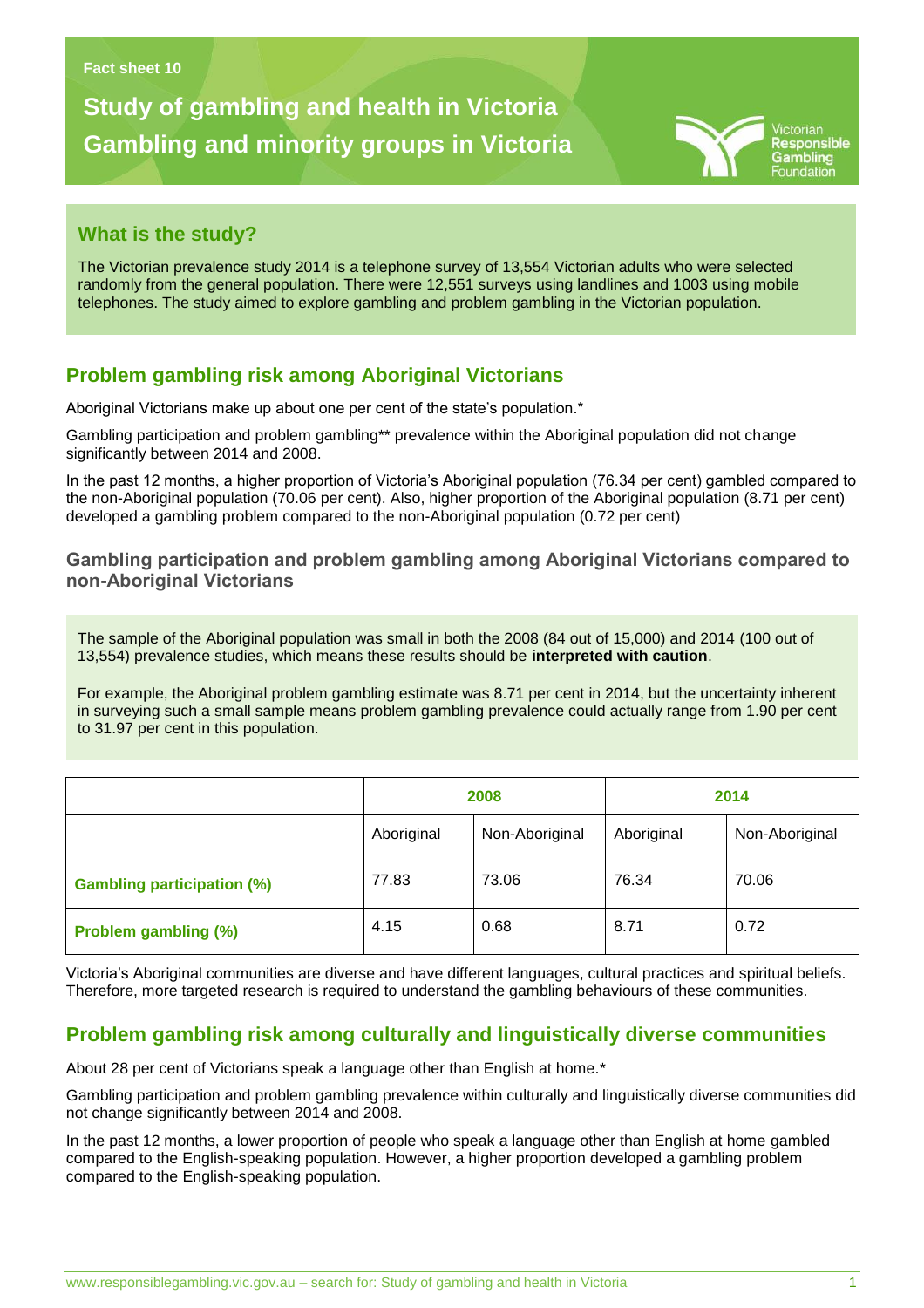Fact sheet 10

# Study of gambling and health in Victoria
# Gambling and minority groups in Victoria

## What is the study?

The Victorian prevalence study 2014 is a telephone survey of 13,554 Victorian adults who were selected randomly from the general population. There were 12,551 surveys using landlines and 1003 using mobile telephones. The study aimed to explore gambling and problem gambling in the Victorian population.

## Problem gambling risk among Aboriginal Victorians

Aboriginal Victorians make up about one per cent of the state's population.*

Gambling participation and problem gambling** prevalence within the Aboriginal population did not change significantly between 2014 and 2008.

In the past 12 months, a higher proportion of Victoria's Aboriginal population (76.34 per cent) gambled compared to the non-Aboriginal population (70.06 per cent). Also, higher proportion of the Aboriginal population (8.71 per cent) developed a gambling problem compared to the non-Aboriginal population (0.72 per cent)

### Gambling participation and problem gambling among Aboriginal Victorians compared to non-Aboriginal Victorians

The sample of the Aboriginal population was small in both the 2008 (84 out of 15,000) and 2014 (100 out of 13,554) prevalence studies, which means these results should be **interpreted with caution**.

For example, the Aboriginal problem gambling estimate was 8.71 per cent in 2014, but the uncertainty inherent in surveying such a small sample means problem gambling prevalence could actually range from 1.90 per cent to 31.97 per cent in this population.

| | 2008 | | 2014 | |
|---|---|---|---|---|
| | Aboriginal | Non-Aboriginal | Aboriginal | Non-Aboriginal |
| **Gambling participation (%)** | 77.83 | 73.06 | 76.34 | 70.06 |
| **Problem gambling (%)** | 4.15 | 0.68 | 8.71 | 0.72 |

Victoria's Aboriginal communities are diverse and have different languages, cultural practices and spiritual beliefs. Therefore, more targeted research is required to understand the gambling behaviours of these communities.

## Problem gambling risk among culturally and linguistically diverse communities

About 28 per cent of Victorians speak a language other than English at home.*

Gambling participation and problem gambling prevalence within culturally and linguistically diverse communities did not change significantly between 2014 and 2008.

In the past 12 months, a lower proportion of people who speak a language other than English at home gambled compared to the English-speaking population. However, a higher proportion developed a gambling problem compared to the English-speaking population.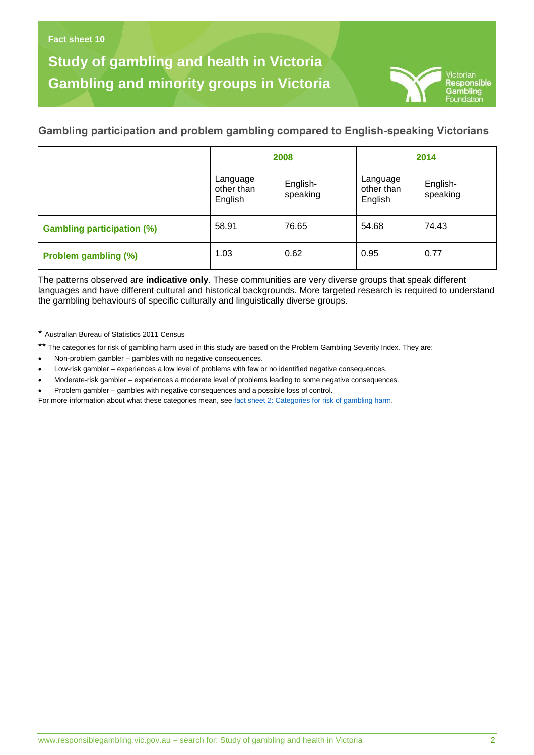Fact sheet 10

# Study of gambling and health in Victoria
# Gambling and minority groups in Victoria

## Gambling participation and problem gambling compared to English-speaking Victorians

| | 2008 | | 2014 | |
|---|---|---|---|---|
| | Language other than English | English-speaking | Language other than English | English-speaking |
| **Gambling participation (%)** | 58.91 | 76.65 | 54.68 | 74.43 |
| **Problem gambling (%)** | 1.03 | 0.62 | 0.95 | 0.77 |

The patterns observed are **indicative only**. These communities are very diverse groups that speak different languages and have different cultural and historical backgrounds. More targeted research is required to understand the gambling behaviours of specific culturally and linguistically diverse groups.

---

* Australian Bureau of Statistics 2011 Census

** The categories for risk of gambling harm used in this study are based on the Problem Gambling Severity Index. They are:

- Non-problem gambler – gambles with no negative consequences.
- Low-risk gambler – experiences a low level of problems with few or no identified negative consequences.
- Moderate-risk gambler – experiences a moderate level of problems leading to some negative consequences.
- Problem gambler – gambles with negative consequences and a possible loss of control.

For more information about what these categories mean, see fact sheet 2: Categories for risk of gambling harm.